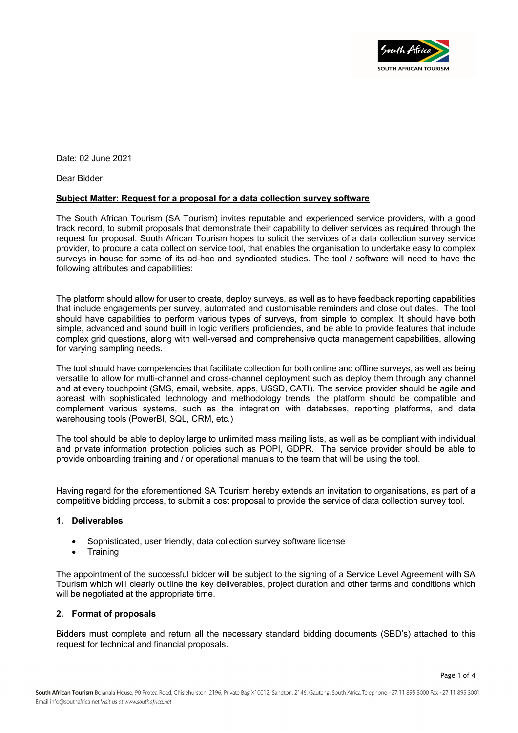Date: 02 June 2021

Dear Bidder

**Subject Matter: Request for a proposal for a data collection survey software**

The South African Tourism (SA Tourism) invites reputable and experienced service providers, with a good track record, to submit proposals that demonstrate their capability to deliver services as required through the request for proposal. South African Tourism hopes to solicit the services of a data collection survey service provider, to procure a data collection service tool, that enables the organisation to undertake easy to complex surveys in-house for some of its ad-hoc and syndicated studies. The tool / software will need to have the following attributes and capabilities:

The platform should allow for user to create, deploy surveys, as well as to have feedback reporting capabilities that include engagements per survey, automated and customisable reminders and close out dates. The tool should have capabilities to perform various types of surveys, from simple to complex. It should have both simple, advanced and sound built in logic verifiers proficiencies, and be able to provide features that include complex grid questions, along with well-versed and comprehensive quota management capabilities, allowing for varying sampling needs.

The tool should have competencies that facilitate collection for both online and offline surveys, as well as being versatile to allow for multi-channel and cross-channel deployment such as deploy them through any channel and at every touchpoint (SMS, email, website, apps, USSD, CATI). The service provider should be agile and abreast with sophisticated technology and methodology trends, the platform should be compatible and complement various systems, such as the integration with databases, reporting platforms, and data warehousing tools (PowerBI, SQL, CRM, etc.)

The tool should be able to deploy large to unlimited mass mailing lists, as well as be compliant with individual and private information protection policies such as POPI, GDPR. The service provider should be able to provide onboarding training and / or operational manuals to the team that will be using the tool.

Having regard for the aforementioned SA Tourism hereby extends an invitation to organisations, as part of a competitive bidding process, to submit a cost proposal to provide the service of data collection survey tool.

## 1. Deliverables

- Sophisticated, user friendly, data collection survey software license
- Training

The appointment of the successful bidder will be subject to the signing of a Service Level Agreement with SA Tourism which will clearly outline the key deliverables, project duration and other terms and conditions which will be negotiated at the appropriate time.

## 2. Format of proposals

Bidders must complete and return all the necessary standard bidding documents (SBD's) attached to this request for technical and financial proposals.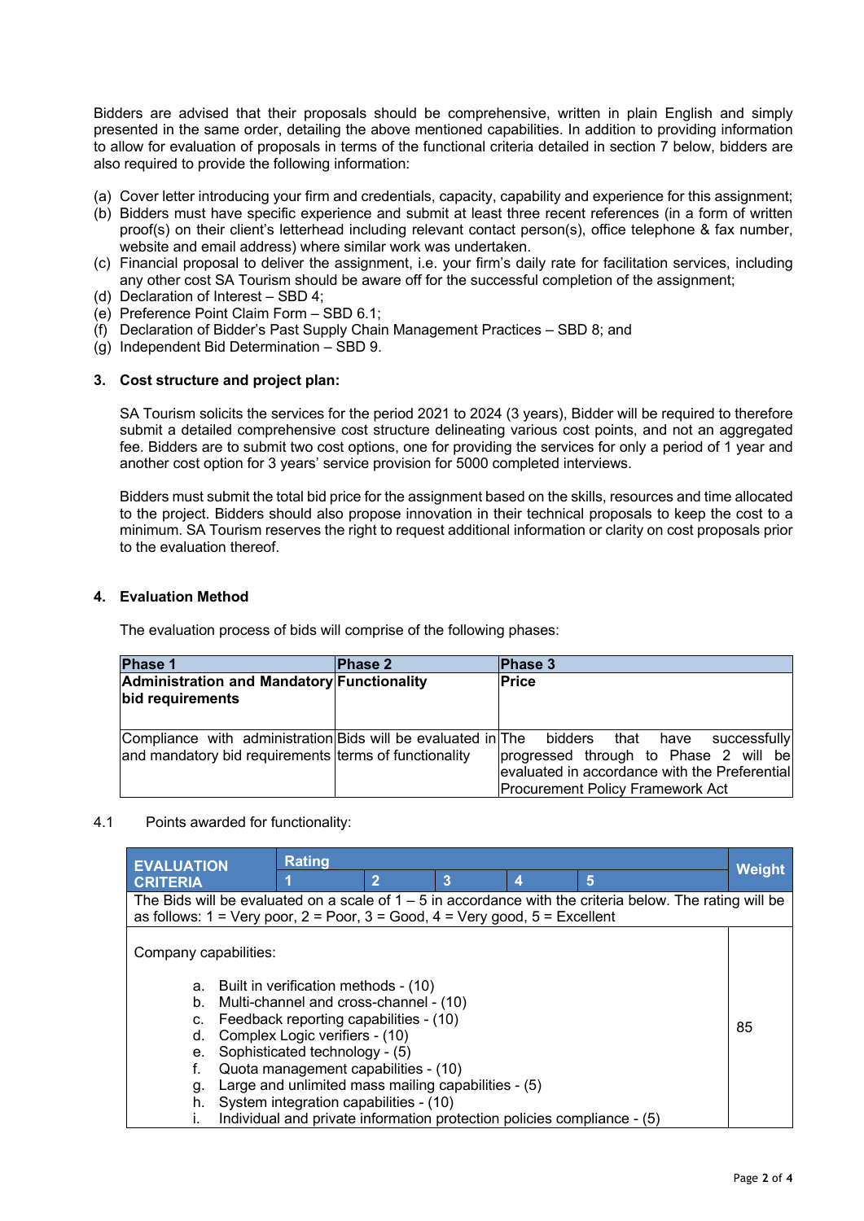Bidders are advised that their proposals should be comprehensive, written in plain English and simply presented in the same order, detailing the above mentioned capabilities. In addition to providing information to allow for evaluation of proposals in terms of the functional criteria detailed in section 7 below, bidders are also required to provide the following information:

(a) Cover letter introducing your firm and credentials, capacity, capability and experience for this assignment;
(b) Bidders must have specific experience and submit at least three recent references (in a form of written proof(s) on their client's letterhead including relevant contact person(s), office telephone & fax number, website and email address) where similar work was undertaken.
(c) Financial proposal to deliver the assignment, i.e. your firm's daily rate for facilitation services, including any other cost SA Tourism should be aware off for the successful completion of the assignment;
(d) Declaration of Interest – SBD 4;
(e) Preference Point Claim Form – SBD 6.1;
(f) Declaration of Bidder's Past Supply Chain Management Practices – SBD 8; and
(g) Independent Bid Determination – SBD 9.

### 3. Cost structure and project plan:

SA Tourism solicits the services for the period 2021 to 2024 (3 years), Bidder will be required to therefore submit a detailed comprehensive cost structure delineating various cost points, and not an aggregated fee. Bidders are to submit two cost options, one for providing the services for only a period of 1 year and another cost option for 3 years' service provision for 5000 completed interviews.

Bidders must submit the total bid price for the assignment based on the skills, resources and time allocated to the project. Bidders should also propose innovation in their technical proposals to keep the cost to a minimum. SA Tourism reserves the right to request additional information or clarity on cost proposals prior to the evaluation thereof.

### 4. Evaluation Method

The evaluation process of bids will comprise of the following phases:

| Phase 1 | Phase 2 | Phase 3 |
|---|---|---|
| **Administration and Mandatory bid requirements** | **Functionality** | **Price** |
| Compliance with administration and mandatory bid requirements | Bids will be evaluated in terms of functionality | The bidders that have successfully progressed through to Phase 2 will be evaluated in accordance with the Preferential Procurement Policy Framework Act |

4.1 Points awarded for functionality:

| EVALUATION CRITERIA | Rating | | | | | Weight |
|---|---|---|---|---|---|---|
| | 1 | 2 | 3 | 4 | 5 | |
| The Bids will be evaluated on a scale of 1 – 5 in accordance with the criteria below. The rating will be as follows: 1 = Very poor, 2 = Poor, 3 = Good, 4 = Very good, 5 = Excellent | | | | | | |
| Company capabilities:<br><br>a. Built in verification methods - (10)<br>b. Multi-channel and cross-channel - (10)<br>c. Feedback reporting capabilities - (10)<br>d. Complex Logic verifiers - (10)<br>e. Sophisticated technology - (5)<br>f. Quota management capabilities - (10)<br>g. Large and unlimited mass mailing capabilities - (5)<br>h. System integration capabilities - (10)<br>i. Individual and private information protection policies compliance - (5) | | | | | | 85 |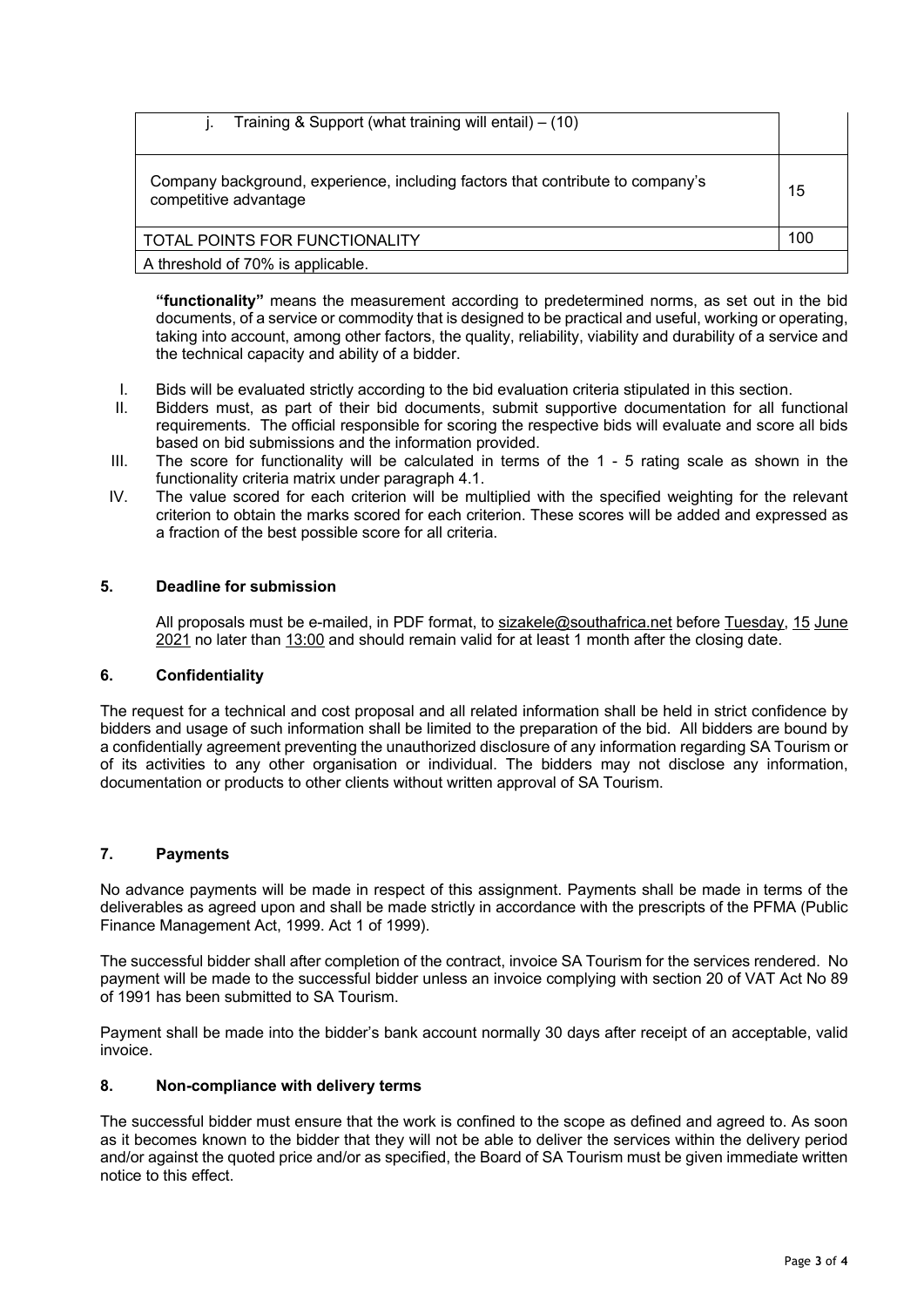| | |
|---|---|
| j. Training & Support (what training will entail) – (10) | |
| Company background, experience, including factors that contribute to company's competitive advantage | 15 |
| TOTAL POINTS FOR FUNCTIONALITY | 100 |
| A threshold of 70% is applicable. | |

**"functionality"** means the measurement according to predetermined norms, as set out in the bid documents, of a service or commodity that is designed to be practical and useful, working or operating, taking into account, among other factors, the quality, reliability, viability and durability of a service and the technical capacity and ability of a bidder.

I. Bids will be evaluated strictly according to the bid evaluation criteria stipulated in this section.
II. Bidders must, as part of their bid documents, submit supportive documentation for all functional requirements. The official responsible for scoring the respective bids will evaluate and score all bids based on bid submissions and the information provided.
III. The score for functionality will be calculated in terms of the 1 - 5 rating scale as shown in the functionality criteria matrix under paragraph 4.1.
IV. The value scored for each criterion will be multiplied with the specified weighting for the relevant criterion to obtain the marks scored for each criterion. These scores will be added and expressed as a fraction of the best possible score for all criteria.

### 5. Deadline for submission

All proposals must be e-mailed, in PDF format, to sizakele@southafrica.net before Tuesday, 15 June 2021 no later than 13:00 and should remain valid for at least 1 month after the closing date.

### 6. Confidentiality

The request for a technical and cost proposal and all related information shall be held in strict confidence by bidders and usage of such information shall be limited to the preparation of the bid. All bidders are bound by a confidentially agreement preventing the unauthorized disclosure of any information regarding SA Tourism or of its activities to any other organisation or individual. The bidders may not disclose any information, documentation or products to other clients without written approval of SA Tourism.

### 7. Payments

No advance payments will be made in respect of this assignment. Payments shall be made in terms of the deliverables as agreed upon and shall be made strictly in accordance with the prescripts of the PFMA (Public Finance Management Act, 1999. Act 1 of 1999).

The successful bidder shall after completion of the contract, invoice SA Tourism for the services rendered. No payment will be made to the successful bidder unless an invoice complying with section 20 of VAT Act No 89 of 1991 has been submitted to SA Tourism.

Payment shall be made into the bidder's bank account normally 30 days after receipt of an acceptable, valid invoice.

### 8. Non-compliance with delivery terms

The successful bidder must ensure that the work is confined to the scope as defined and agreed to. As soon as it becomes known to the bidder that they will not be able to deliver the services within the delivery period and/or against the quoted price and/or as specified, the Board of SA Tourism must be given immediate written notice to this effect.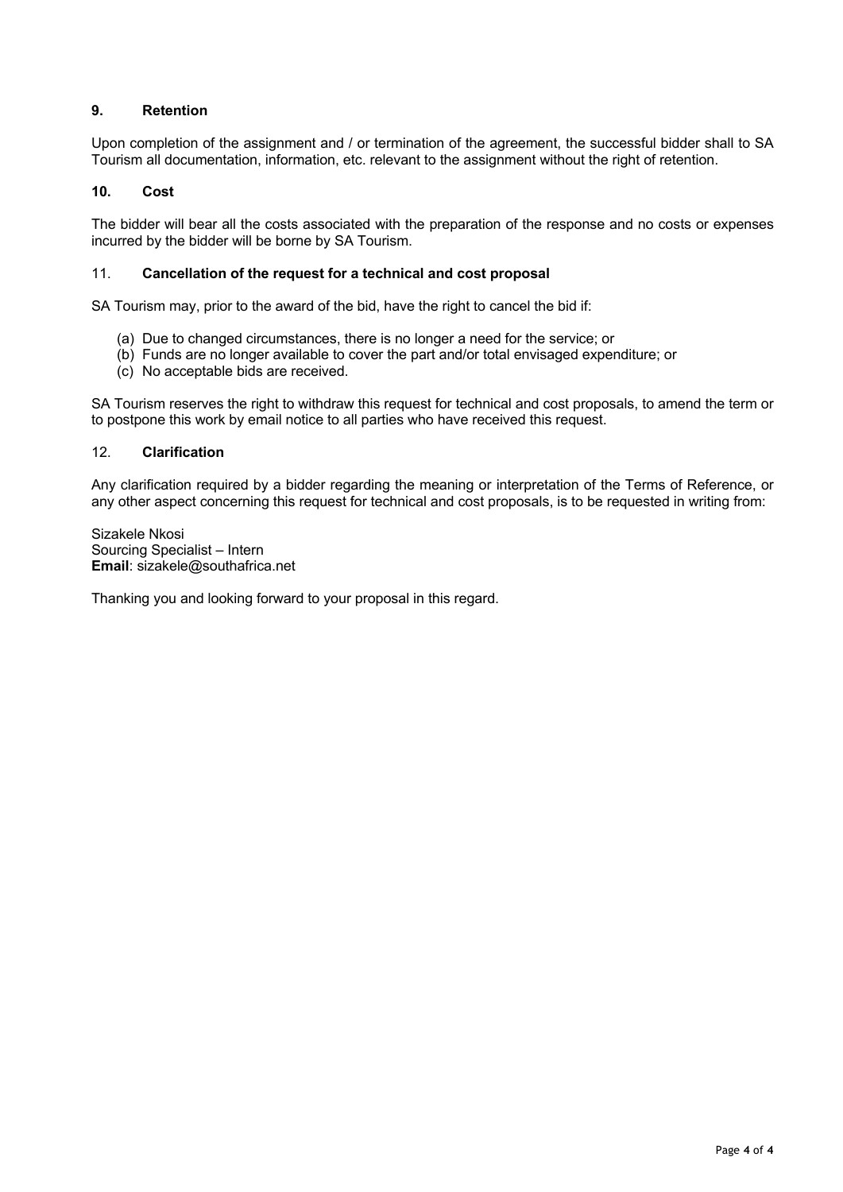### 9. Retention

Upon completion of the assignment and / or termination of the agreement, the successful bidder shall to SA Tourism all documentation, information, etc. relevant to the assignment without the right of retention.

### 10. Cost

The bidder will bear all the costs associated with the preparation of the response and no costs or expenses incurred by the bidder will be borne by SA Tourism.

### 11. Cancellation of the request for a technical and cost proposal

SA Tourism may, prior to the award of the bid, have the right to cancel the bid if:

(a) Due to changed circumstances, there is no longer a need for the service; or
(b) Funds are no longer available to cover the part and/or total envisaged expenditure; or
(c) No acceptable bids are received.

SA Tourism reserves the right to withdraw this request for technical and cost proposals, to amend the term or to postpone this work by email notice to all parties who have received this request.

### 12. Clarification

Any clarification required by a bidder regarding the meaning or interpretation of the Terms of Reference, or any other aspect concerning this request for technical and cost proposals, is to be requested in writing from:

Sizakele Nkosi
Sourcing Specialist – Intern
**Email**: sizakele@southafrica.net

Thanking you and looking forward to your proposal in this regard.